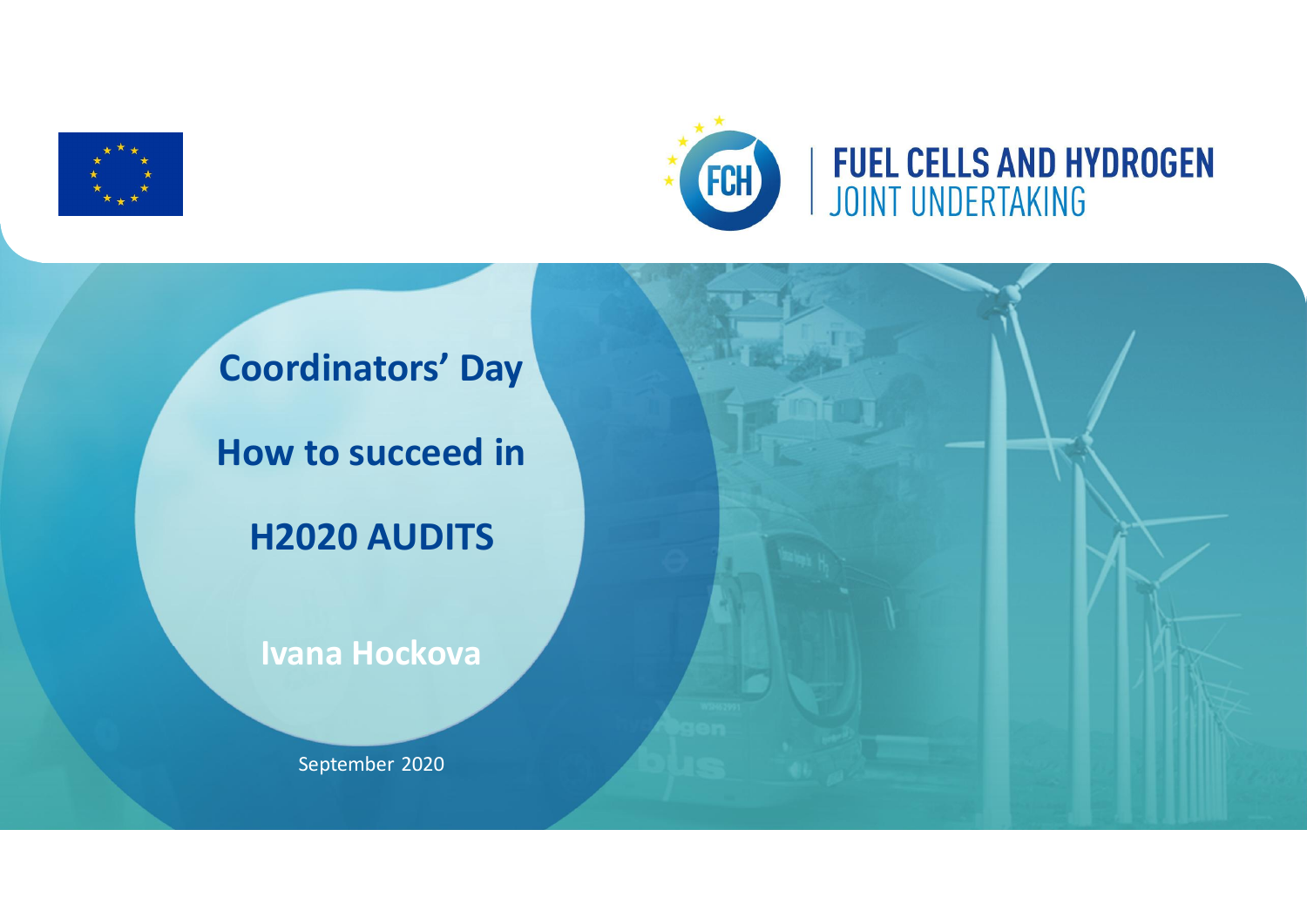FUEL CELLS AND HYDROGEN JOINT UNDERTAKING

# Coordinators' Day

# How to succeed in H2020 AUDITS

**Ivana Hockova**

September 2020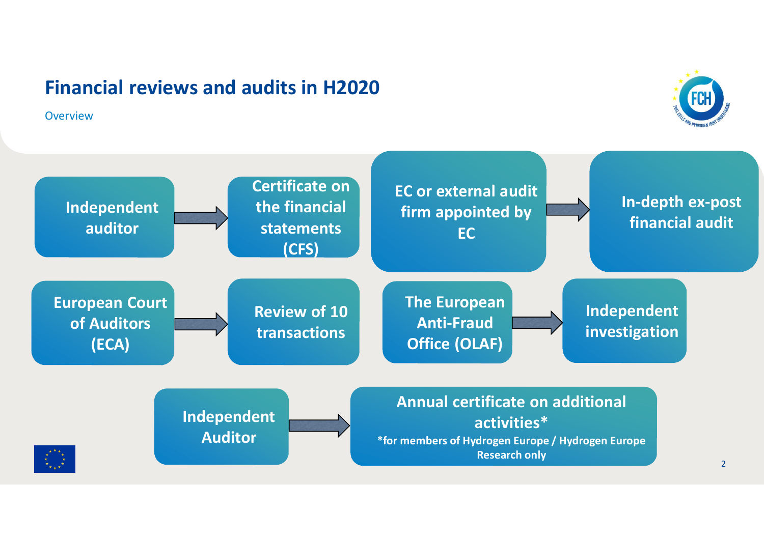# Financial reviews and audits in H2020

Overview

- Independent auditor → Certificate on the financial statements (CFS)
- EC or external audit firm appointed by EC → In-depth ex-post financial audit
- European Court of Auditors (ECA) → Review of 10 transactions
- The European Anti-Fraud Office (OLAF) → Independent investigation
- Independent Auditor → Annual certificate on additional activities*

*for members of Hydrogen Europe / Hydrogen Europe Research only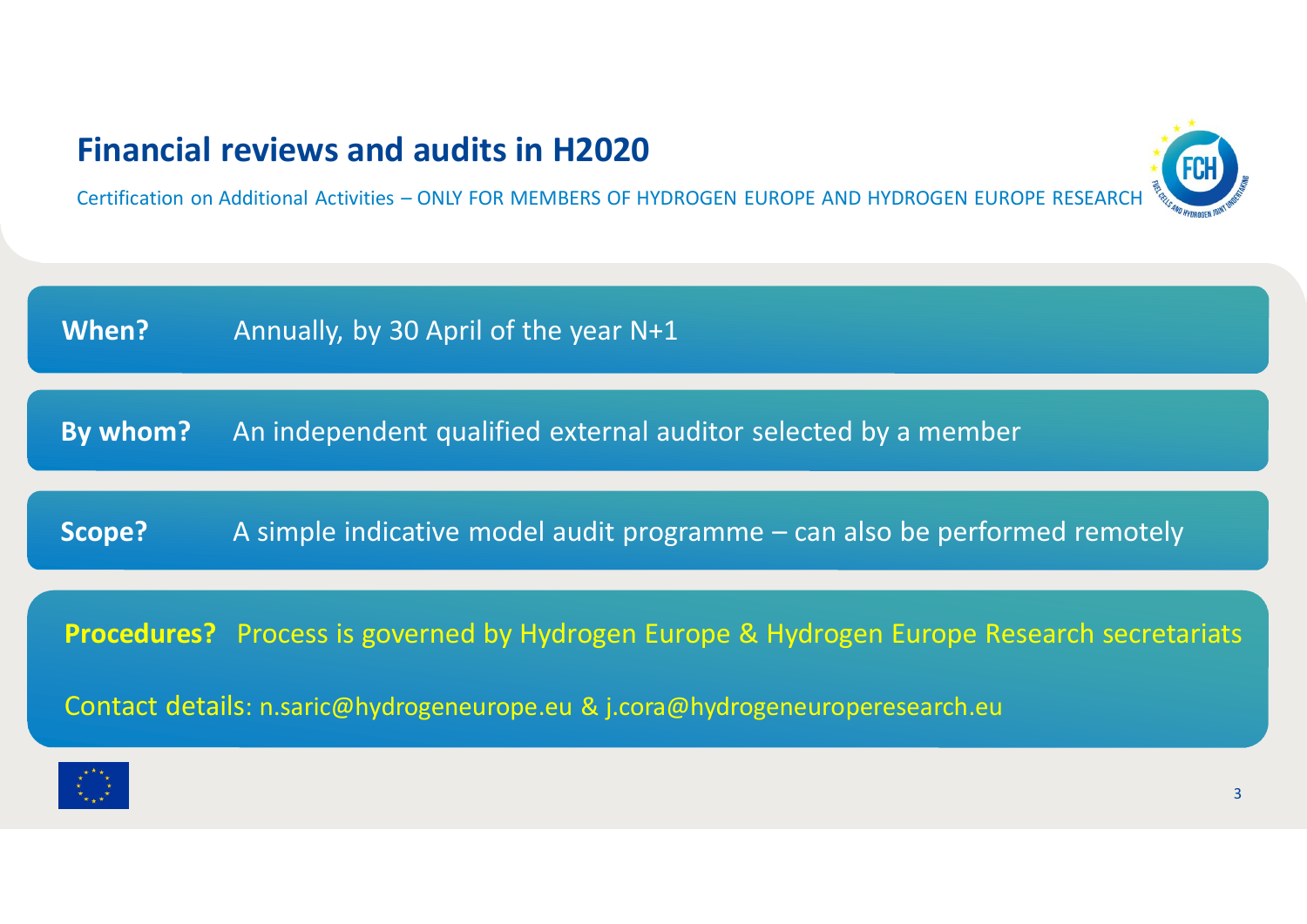# Financial reviews and audits in H2020

Certification on Additional Activities – ONLY FOR MEMBERS OF HYDROGEN EUROPE AND HYDROGEN EUROPE RESEARCH

**When?** Annually, by 30 April of the year N+1

**By whom?** An independent qualified external auditor selected by a member

**Scope?** A simple indicative model audit programme – can also be performed remotely

**Procedures?** Process is governed by Hydrogen Europe & Hydrogen Europe Research secretariats

Contact details: n.saric@hydrogeneurope.eu & j.cora@hydrogeneuroperesearch.eu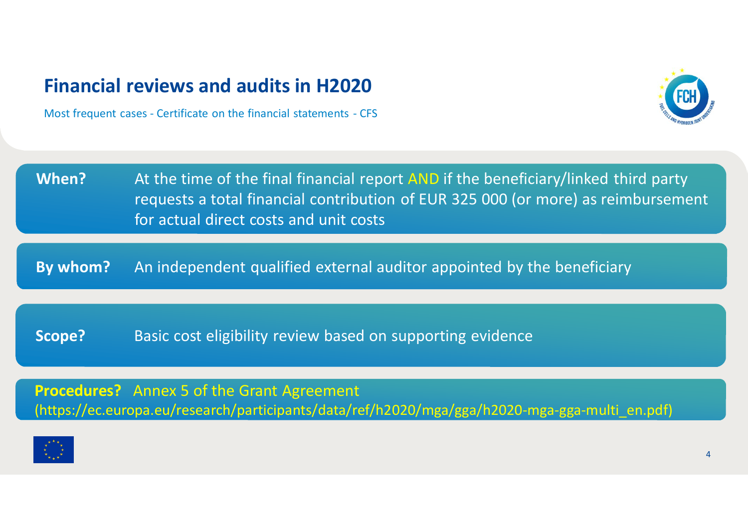# Financial reviews and audits in H2020

Most frequent cases - Certificate on the financial statements - CFS

**When?** At the time of the final financial report AND if the beneficiary/linked third party requests a total financial contribution of EUR 325 000 (or more) as reimbursement for actual direct costs and unit costs

**By whom?** An independent qualified external auditor appointed by the beneficiary

**Scope?** Basic cost eligibility review based on supporting evidence

**Procedures?** Annex 5 of the Grant Agreement (https://ec.europa.eu/research/participants/data/ref/h2020/mga/gga/h2020-mga-gga-multi_en.pdf)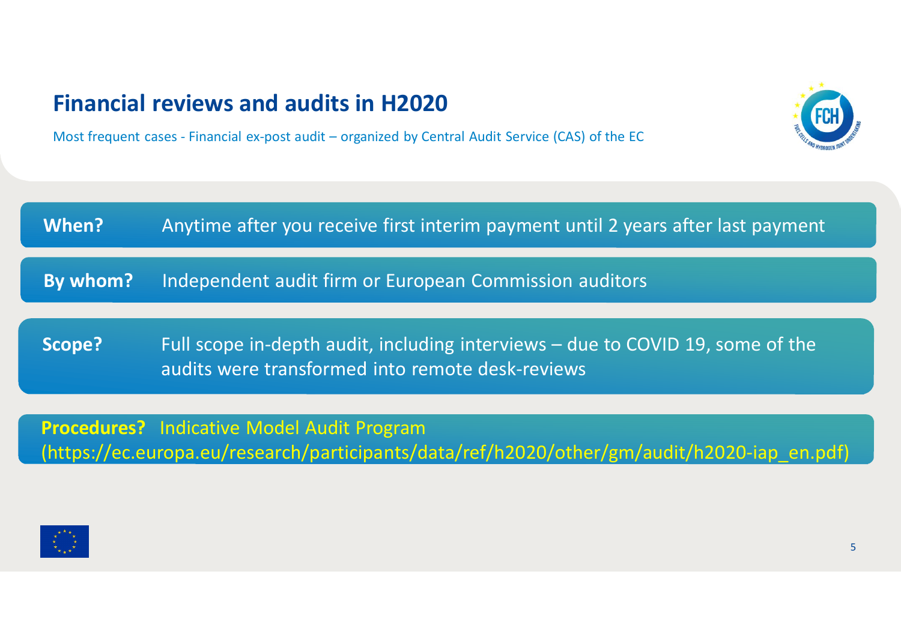# Financial reviews and audits in H2020

Most frequent cases - Financial ex-post audit – organized by Central Audit Service (CAS) of the EC

**When?** Anytime after you receive first interim payment until 2 years after last payment

**By whom?** Independent audit firm or European Commission auditors

**Scope?** Full scope in-depth audit, including interviews – due to COVID 19, some of the audits were transformed into remote desk-reviews

**Procedures?** Indicative Model Audit Program (https://ec.europa.eu/research/participants/data/ref/h2020/other/gm/audit/h2020-iap_en.pdf)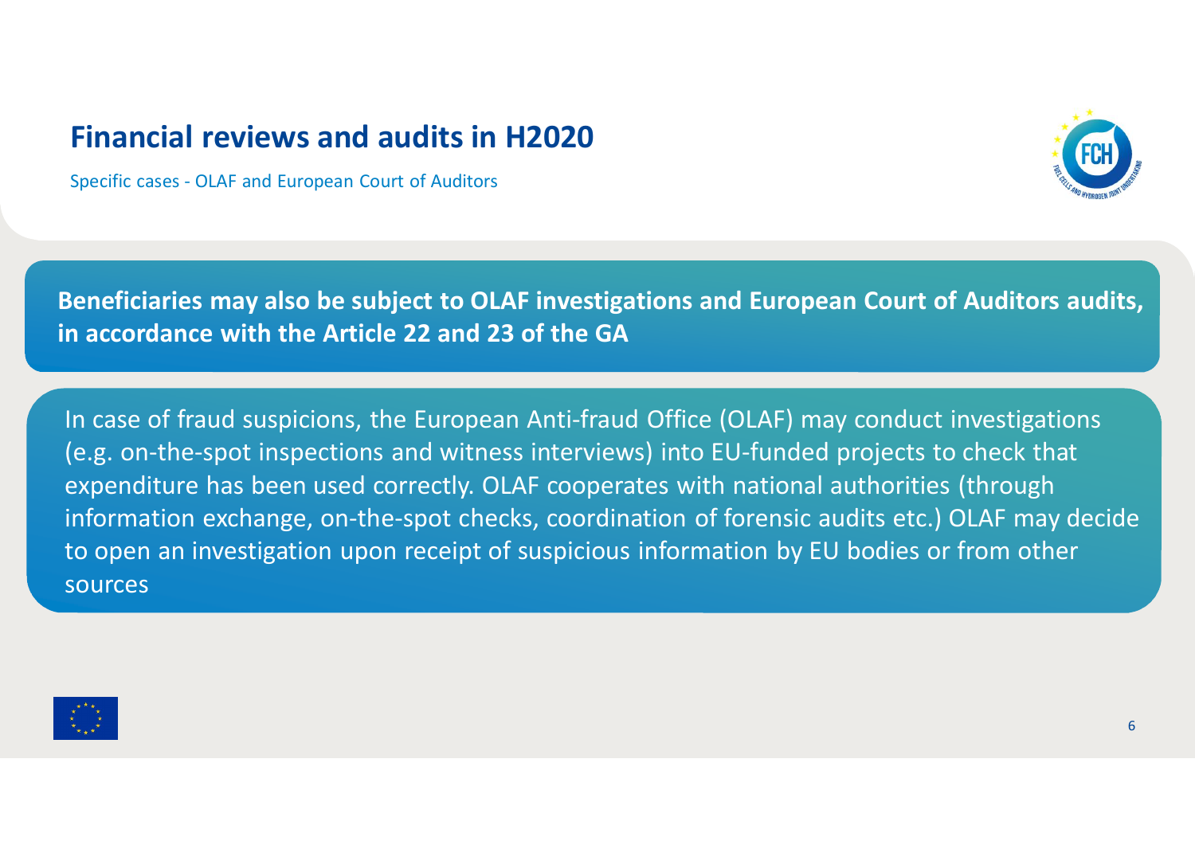# Financial reviews and audits in H2020

Specific cases - OLAF and European Court of Auditors

**Beneficiaries may also be subject to OLAF investigations and European Court of Auditors audits, in accordance with the Article 22 and 23 of the GA**

In case of fraud suspicions, the European Anti-fraud Office (OLAF) may conduct investigations (e.g. on-the-spot inspections and witness interviews) into EU-funded projects to check that expenditure has been used correctly. OLAF cooperates with national authorities (through information exchange, on-the-spot checks, coordination of forensic audits etc.) OLAF may decide to open an investigation upon receipt of suspicious information by EU bodies or from other sources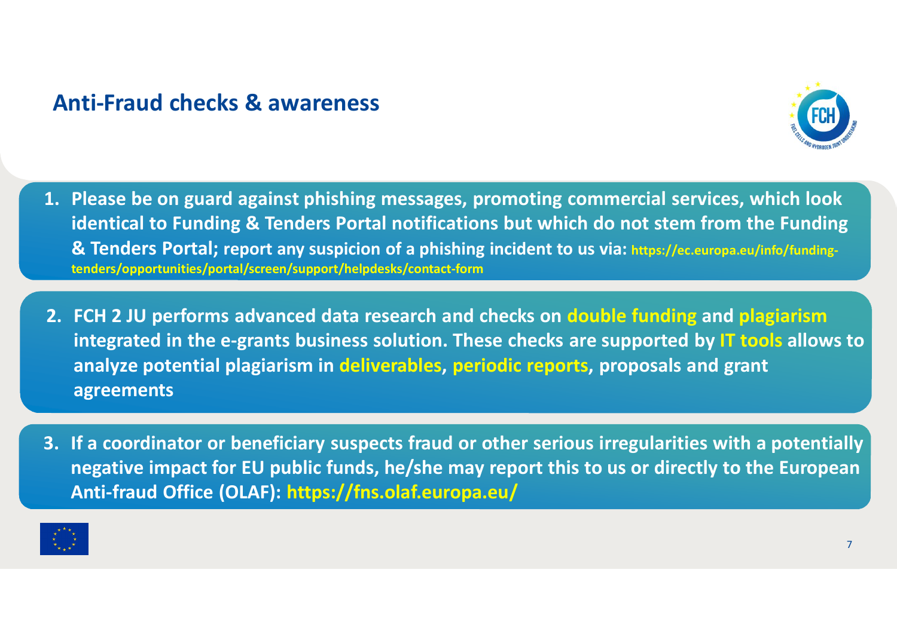## Anti-Fraud checks & awareness

1. **Please be on guard against phishing messages, promoting commercial services, which look identical to Funding & Tenders Portal notifications but which do not stem from the Funding & Tenders Portal; report any suspicion of a phishing incident to us via: https://ec.europa.eu/info/funding-tenders/opportunities/portal/screen/support/helpdesks/contact-form**

2. **FCH 2 JU performs advanced data research and checks on double funding and plagiarism integrated in the e-grants business solution. These checks are supported by IT tools allows to analyze potential plagiarism in deliverables, periodic reports, proposals and grant agreements**

3. **If a coordinator or beneficiary suspects fraud or other serious irregularities with a potentially negative impact for EU public funds, he/she may report this to us or directly to the European Anti-fraud Office (OLAF): https://fns.olaf.europa.eu/**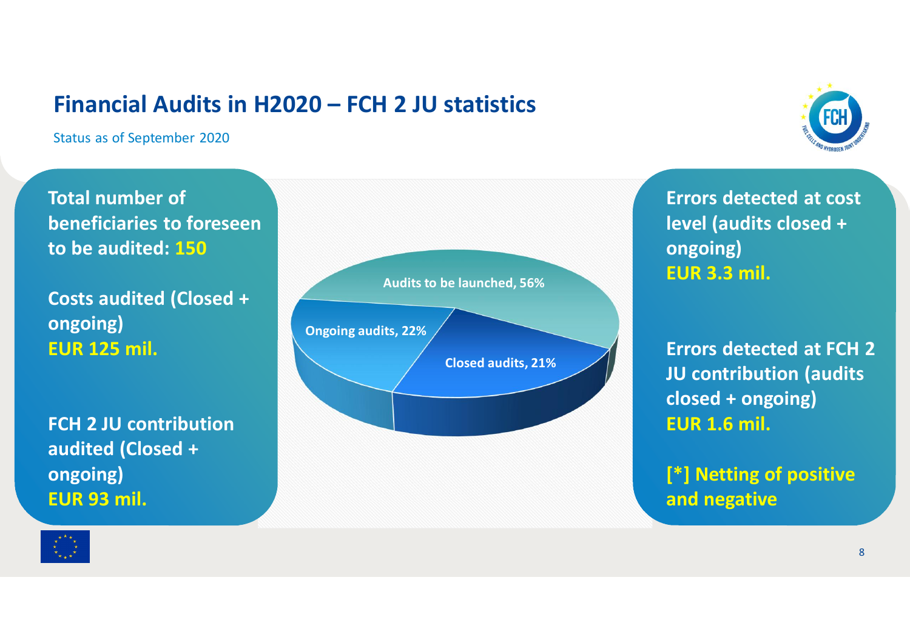# Financial Audits in H2020 – FCH 2 JU statistics

Status as of September 2020

**Total number of beneficiaries to foreseen to be audited: 150**

**Costs audited (Closed + ongoing)**
**EUR 125 mil.**

**FCH 2 JU contribution audited (Closed + ongoing)**
**EUR 93 mil.**

Audits to be launched, 56%

Ongoing audits, 22%

Closed audits, 21%

**Errors detected at cost level (audits closed + ongoing)**
**EUR 3.3 mil.**

**Errors detected at FCH 2 JU contribution (audits closed + ongoing)**
**EUR 1.6 mil.**

**[*] Netting of positive and negative**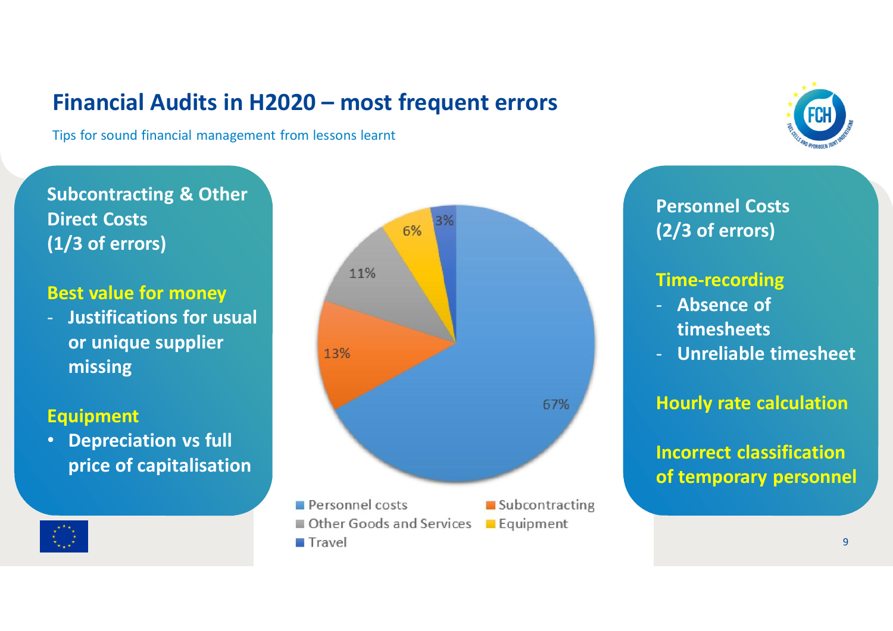# Financial Audits in H2020 – most frequent errors

Tips for sound financial management from lessons learnt

**Subcontracting & Other Direct Costs (1/3 of errors)**

**Best value for money**

- **Justifications for usual or unique supplier missing**

**Equipment**

- **Depreciation vs full price of capitalisation**

| Category | Share |
|---|---|
| Personnel costs | 67% |
| Subcontracting | 13% |
| Other Goods and Services | 11% |
| Equipment | 6% |
| Travel | 3% |

**Personnel Costs (2/3 of errors)**

**Time-recording**

- **Absence of timesheets**
- **Unreliable timesheet**

**Hourly rate calculation**

**Incorrect classification of temporary personnel**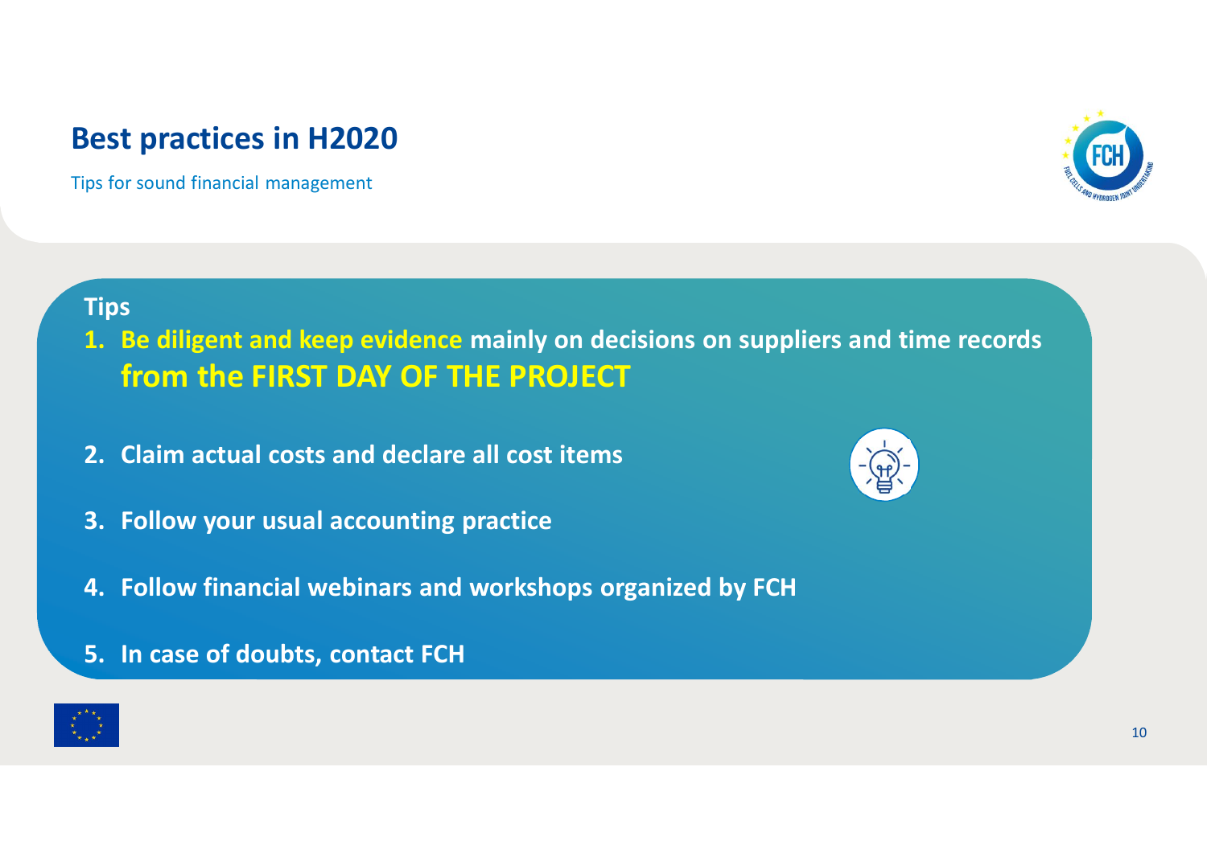# Best practices in H2020

Tips for sound financial management

**Tips**

1. **Be diligent and keep evidence mainly on decisions on suppliers and time records from the FIRST DAY OF THE PROJECT**
2. **Claim actual costs and declare all cost items**
3. **Follow your usual accounting practice**
4. **Follow financial webinars and workshops organized by FCH**
5. **In case of doubts, contact FCH**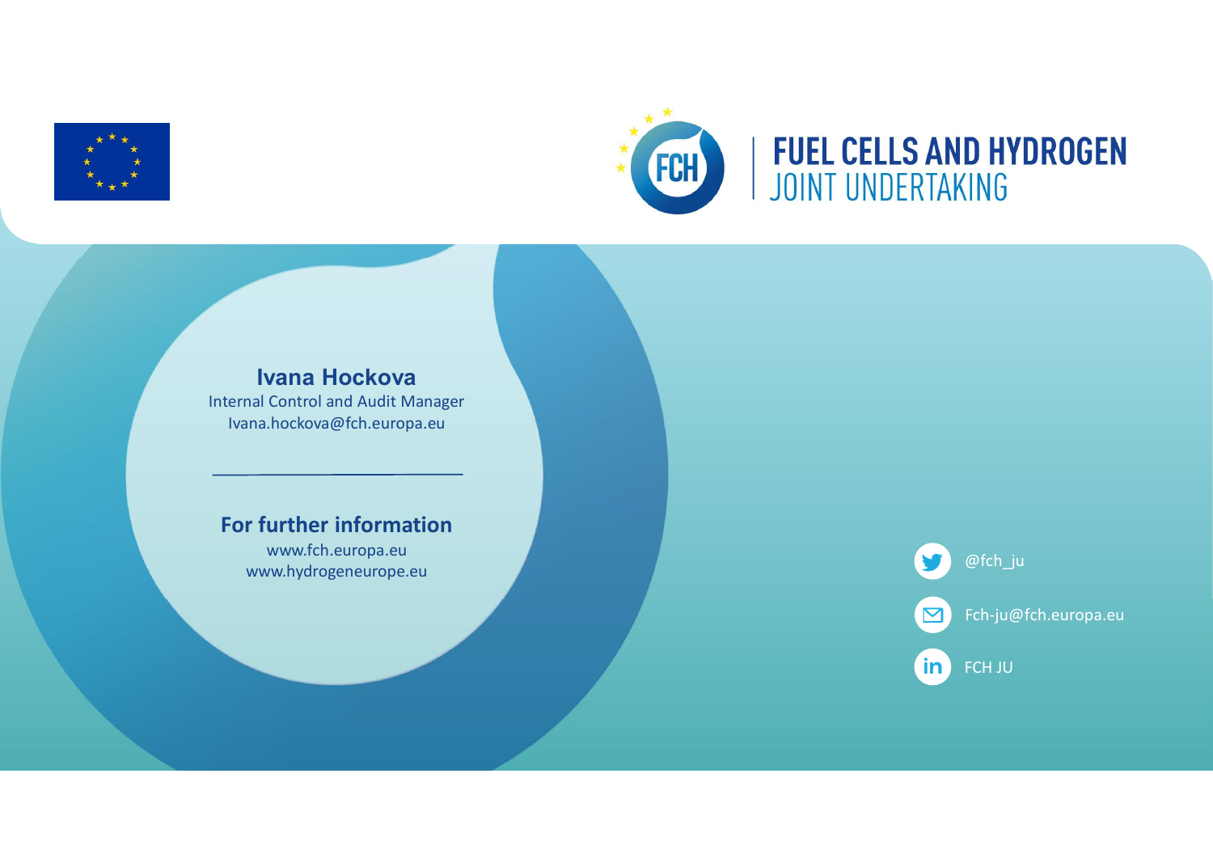FUEL CELLS AND HYDROGEN
JOINT UNDERTAKING

**Ivana Hockova**

Internal Control and Audit Manager

Ivana.hockova@fch.europa.eu

---

**For further information**

www.fch.europa.eu

www.hydrogeneurope.eu

@fch_ju

Fch-ju@fch.europa.eu

FCH JU